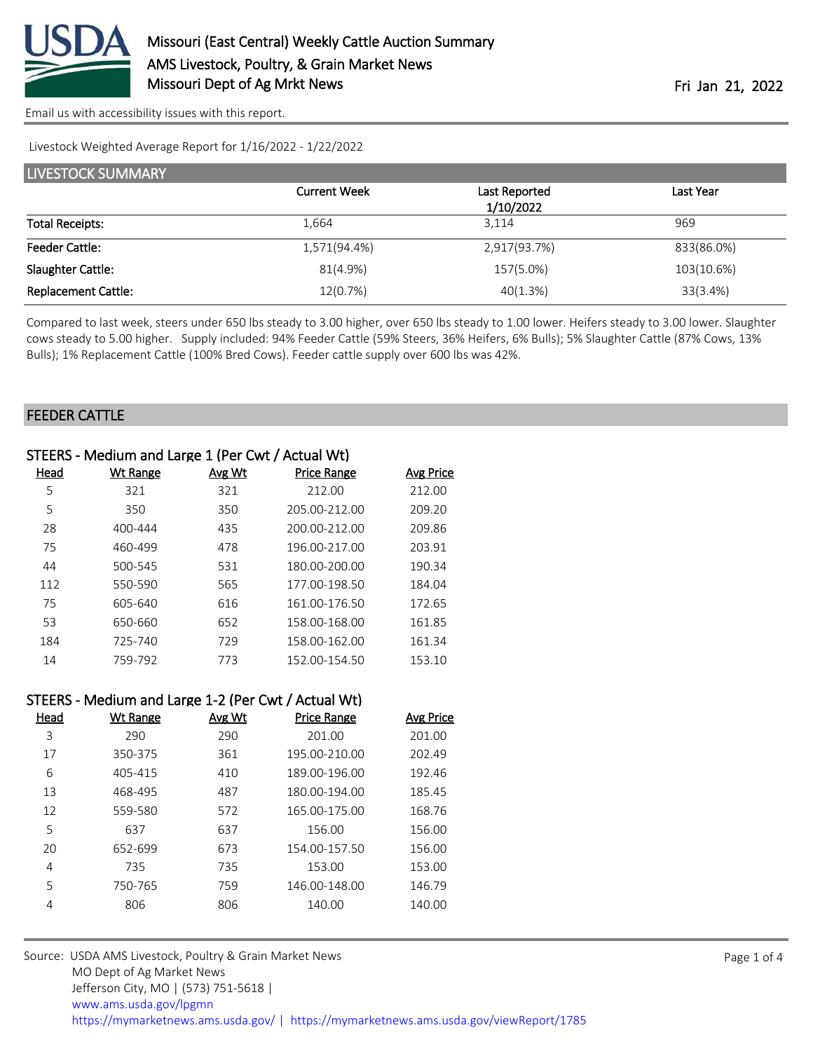# Missouri (East Central) Weekly Cattle Auction Summary

AMS Livestock, Poultry, & Grain Market News
Missouri Dept of Ag Mrkt News

Fri Jan 21, 2022

Email us with accessibility issues with this report.

Livestock Weighted Average Report for 1/16/2022 - 1/22/2022

## LIVESTOCK SUMMARY

| | Current Week | Last Reported 1/10/2022 | Last Year |
|---|---|---|---|
| Total Receipts: | 1,664 | 3,114 | 969 |
| Feeder Cattle: | 1,571(94.4%) | 2,917(93.7%) | 833(86.0%) |
| Slaughter Cattle: | 81(4.9%) | 157(5.0%) | 103(10.6%) |
| Replacement Cattle: | 12(0.7%) | 40(1.3%) | 33(3.4%) |

Compared to last week, steers under 650 lbs steady to 3.00 higher, over 650 lbs steady to 1.00 lower. Heifers steady to 3.00 lower. Slaughter cows steady to 5.00 higher. Supply included: 94% Feeder Cattle (59% Steers, 36% Heifers, 6% Bulls); 5% Slaughter Cattle (87% Cows, 13% Bulls); 1% Replacement Cattle (100% Bred Cows). Feeder cattle supply over 600 lbs was 42%.

## FEEDER CATTLE

### STEERS - Medium and Large 1 (Per Cwt / Actual Wt)

| Head | Wt Range | Avg Wt | Price Range | Avg Price |
|---|---|---|---|---|
| 5 | 321 | 321 | 212.00 | 212.00 |
| 5 | 350 | 350 | 205.00-212.00 | 209.20 |
| 28 | 400-444 | 435 | 200.00-212.00 | 209.86 |
| 75 | 460-499 | 478 | 196.00-217.00 | 203.91 |
| 44 | 500-545 | 531 | 180.00-200.00 | 190.34 |
| 112 | 550-590 | 565 | 177.00-198.50 | 184.04 |
| 75 | 605-640 | 616 | 161.00-176.50 | 172.65 |
| 53 | 650-660 | 652 | 158.00-168.00 | 161.85 |
| 184 | 725-740 | 729 | 158.00-162.00 | 161.34 |
| 14 | 759-792 | 773 | 152.00-154.50 | 153.10 |

### STEERS - Medium and Large 1-2 (Per Cwt / Actual Wt)

| Head | Wt Range | Avg Wt | Price Range | Avg Price |
|---|---|---|---|---|
| 3 | 290 | 290 | 201.00 | 201.00 |
| 17 | 350-375 | 361 | 195.00-210.00 | 202.49 |
| 6 | 405-415 | 410 | 189.00-196.00 | 192.46 |
| 13 | 468-495 | 487 | 180.00-194.00 | 185.45 |
| 12 | 559-580 | 572 | 165.00-175.00 | 168.76 |
| 5 | 637 | 637 | 156.00 | 156.00 |
| 20 | 652-699 | 673 | 154.00-157.50 | 156.00 |
| 4 | 735 | 735 | 153.00 | 153.00 |
| 5 | 750-765 | 759 | 146.00-148.00 | 146.79 |
| 4 | 806 | 806 | 140.00 | 140.00 |

Source: USDA AMS Livestock, Poultry & Grain Market News
MO Dept of Ag Market News
Jefferson City, MO | (573) 751-5618 |
www.ams.usda.gov/lpgmn
https://mymarketnews.ams.usda.gov/ | https://mymarketnews.ams.usda.gov/viewReport/1785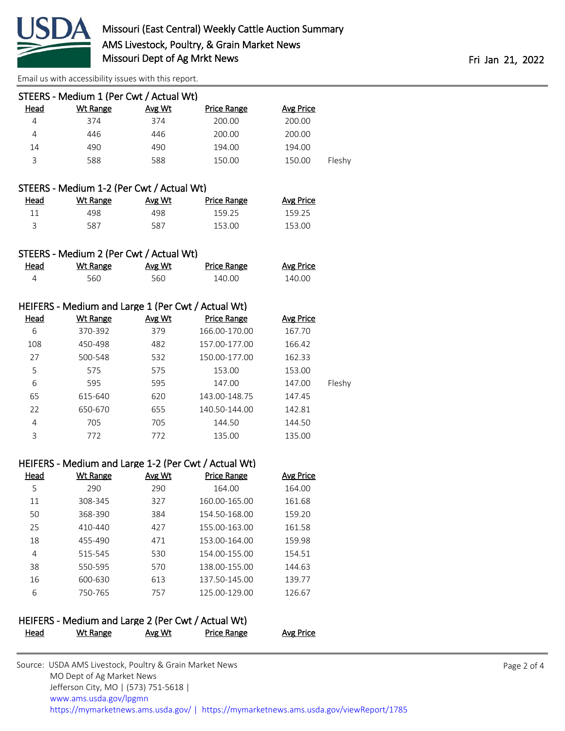Missouri (East Central) Weekly Cattle Auction Summary
AMS Livestock, Poultry, & Grain Market News
Missouri Dept of Ag Mrkt News

Fri Jan 21, 2022

Email us with accessibility issues with this report.

### STEERS - Medium 1 (Per Cwt / Actual Wt)

| Head | Wt Range | Avg Wt | Price Range | Avg Price | |
|---|---|---|---|---|---|
| 4 | 374 | 374 | 200.00 | 200.00 | |
| 4 | 446 | 446 | 200.00 | 200.00 | |
| 14 | 490 | 490 | 194.00 | 194.00 | |
| 3 | 588 | 588 | 150.00 | 150.00 | Fleshy |

### STEERS - Medium 1-2 (Per Cwt / Actual Wt)

| Head | Wt Range | Avg Wt | Price Range | Avg Price |
|---|---|---|---|---|
| 11 | 498 | 498 | 159.25 | 159.25 |
| 3 | 587 | 587 | 153.00 | 153.00 |

### STEERS - Medium 2 (Per Cwt / Actual Wt)

| Head | Wt Range | Avg Wt | Price Range | Avg Price |
|---|---|---|---|---|
| 4 | 560 | 560 | 140.00 | 140.00 |

### HEIFERS - Medium and Large 1 (Per Cwt / Actual Wt)

| Head | Wt Range | Avg Wt | Price Range | Avg Price | |
|---|---|---|---|---|---|
| 6 | 370-392 | 379 | 166.00-170.00 | 167.70 | |
| 108 | 450-498 | 482 | 157.00-177.00 | 166.42 | |
| 27 | 500-548 | 532 | 150.00-177.00 | 162.33 | |
| 5 | 575 | 575 | 153.00 | 153.00 | |
| 6 | 595 | 595 | 147.00 | 147.00 | Fleshy |
| 65 | 615-640 | 620 | 143.00-148.75 | 147.45 | |
| 22 | 650-670 | 655 | 140.50-144.00 | 142.81 | |
| 4 | 705 | 705 | 144.50 | 144.50 | |
| 3 | 772 | 772 | 135.00 | 135.00 | |

### HEIFERS - Medium and Large 1-2 (Per Cwt / Actual Wt)

| Head | Wt Range | Avg Wt | Price Range | Avg Price |
|---|---|---|---|---|
| 5 | 290 | 290 | 164.00 | 164.00 |
| 11 | 308-345 | 327 | 160.00-165.00 | 161.68 |
| 50 | 368-390 | 384 | 154.50-168.00 | 159.20 |
| 25 | 410-440 | 427 | 155.00-163.00 | 161.58 |
| 18 | 455-490 | 471 | 153.00-164.00 | 159.98 |
| 4 | 515-545 | 530 | 154.00-155.00 | 154.51 |
| 38 | 550-595 | 570 | 138.00-155.00 | 144.63 |
| 16 | 600-630 | 613 | 137.50-145.00 | 139.77 |
| 6 | 750-765 | 757 | 125.00-129.00 | 126.67 |

### HEIFERS - Medium and Large 2 (Per Cwt / Actual Wt)

| Head | Wt Range | Avg Wt | Price Range | Avg Price |
|---|---|---|---|---|

Source: USDA AMS Livestock, Poultry & Grain Market News
MO Dept of Ag Market News
Jefferson City, MO | (573) 751-5618 |
www.ams.usda.gov/lpgmn
https://mymarketnews.ams.usda.gov/ | https://mymarketnews.ams.usda.gov/viewReport/1785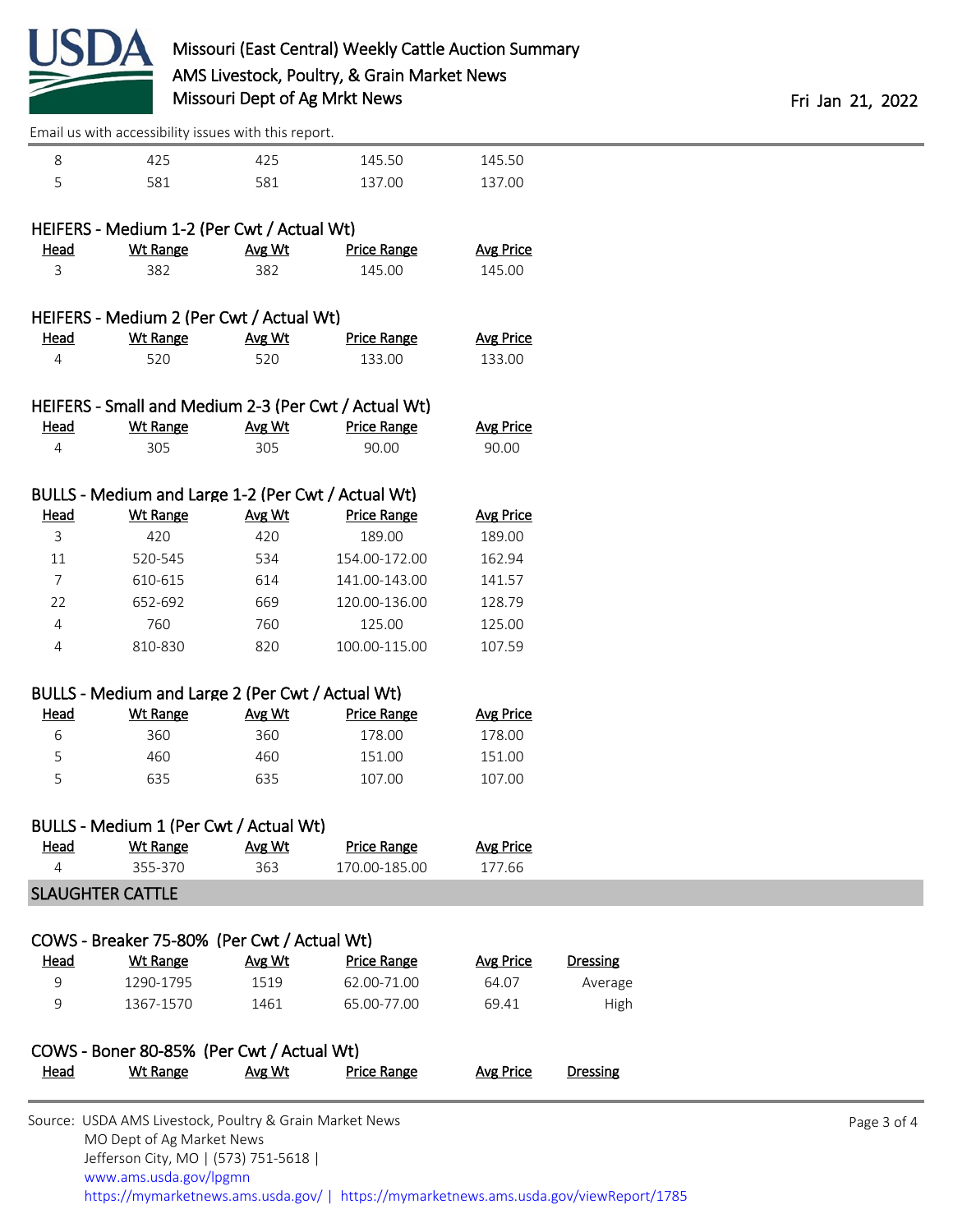| Head | Wt Range | Avg Wt | Price Range | Avg Price |
|---|---|---|---|---|
| 8 | 425 | 425 | 145.50 | 145.50 |
| 5 | 581 | 581 | 137.00 | 137.00 |

### HEIFERS - Medium 1-2 (Per Cwt / Actual Wt)

| Head | Wt Range | Avg Wt | Price Range | Avg Price |
|---|---|---|---|---|
| 3 | 382 | 382 | 145.00 | 145.00 |

### HEIFERS - Medium 2 (Per Cwt / Actual Wt)

| Head | Wt Range | Avg Wt | Price Range | Avg Price |
|---|---|---|---|---|
| 4 | 520 | 520 | 133.00 | 133.00 |

### HEIFERS - Small and Medium 2-3 (Per Cwt / Actual Wt)

| Head | Wt Range | Avg Wt | Price Range | Avg Price |
|---|---|---|---|---|
| 4 | 305 | 305 | 90.00 | 90.00 |

### BULLS - Medium and Large 1-2 (Per Cwt / Actual Wt)

| Head | Wt Range | Avg Wt | Price Range | Avg Price |
|---|---|---|---|---|
| 3 | 420 | 420 | 189.00 | 189.00 |
| 11 | 520-545 | 534 | 154.00-172.00 | 162.94 |
| 7 | 610-615 | 614 | 141.00-143.00 | 141.57 |
| 22 | 652-692 | 669 | 120.00-136.00 | 128.79 |
| 4 | 760 | 760 | 125.00 | 125.00 |
| 4 | 810-830 | 820 | 100.00-115.00 | 107.59 |

### BULLS - Medium and Large 2 (Per Cwt / Actual Wt)

| Head | Wt Range | Avg Wt | Price Range | Avg Price |
|---|---|---|---|---|
| 6 | 360 | 360 | 178.00 | 178.00 |
| 5 | 460 | 460 | 151.00 | 151.00 |
| 5 | 635 | 635 | 107.00 | 107.00 |

### BULLS - Medium 1 (Per Cwt / Actual Wt)

| Head | Wt Range | Avg Wt | Price Range | Avg Price |
|---|---|---|---|---|
| 4 | 355-370 | 363 | 170.00-185.00 | 177.66 |

## SLAUGHTER CATTLE

### COWS - Breaker 75-80% (Per Cwt / Actual Wt)

| Head | Wt Range | Avg Wt | Price Range | Avg Price | Dressing |
|---|---|---|---|---|---|
| 9 | 1290-1795 | 1519 | 62.00-71.00 | 64.07 | Average |
| 9 | 1367-1570 | 1461 | 65.00-77.00 | 69.41 | High |

### COWS - Boner 80-85% (Per Cwt / Actual Wt)

| Head | Wt Range | Avg Wt | Price Range | Avg Price | Dressing |
|---|---|---|---|---|---|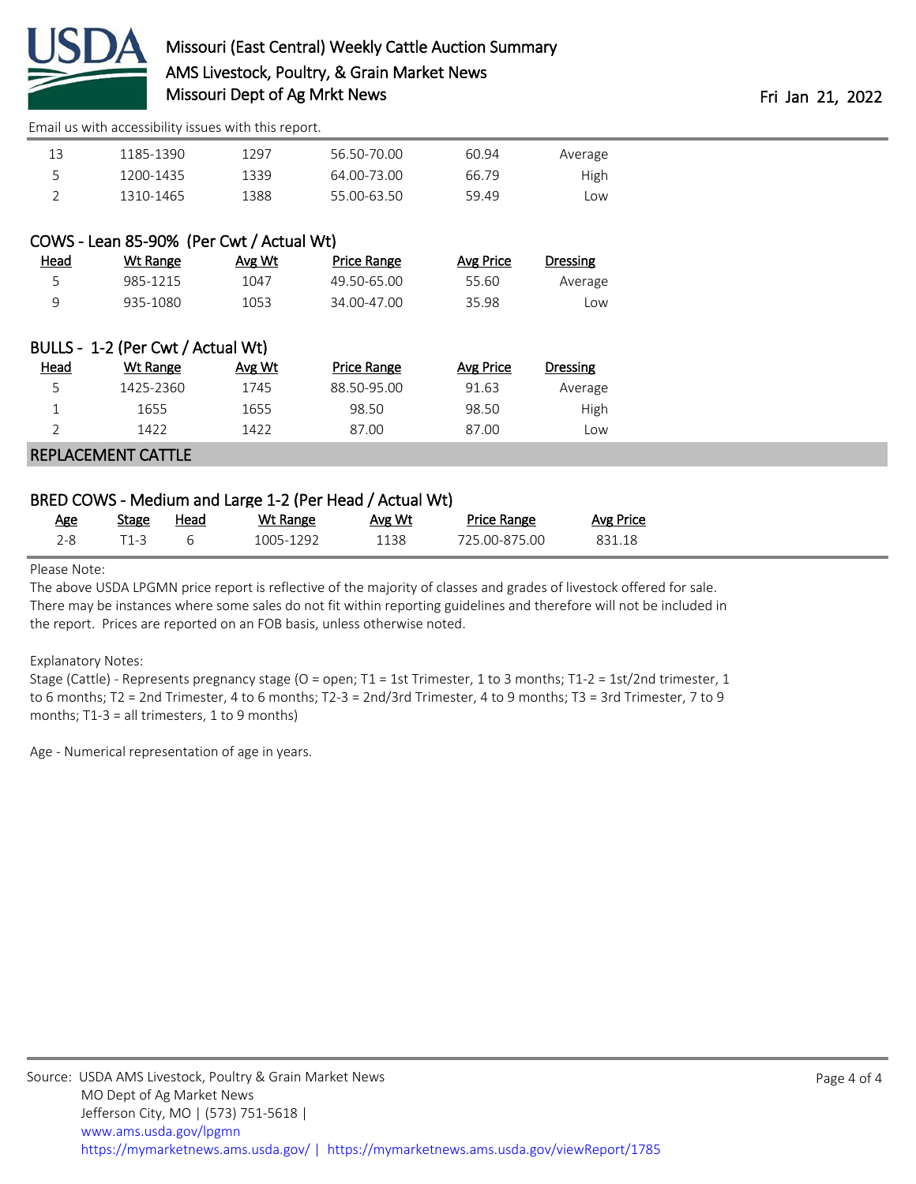| | | | | | |
|---|---|---|---|---|---|
| 13 | 1185-1390 | 1297 | 56.50-70.00 | 60.94 | Average |
| 5 | 1200-1435 | 1339 | 64.00-73.00 | 66.79 | High |
| 2 | 1310-1465 | 1388 | 55.00-63.50 | 59.49 | Low |

### COWS - Lean 85-90% (Per Cwt / Actual Wt)

| Head | Wt Range | Avg Wt | Price Range | Avg Price | Dressing |
|---|---|---|---|---|---|
| 5 | 985-1215 | 1047 | 49.50-65.00 | 55.60 | Average |
| 9 | 935-1080 | 1053 | 34.00-47.00 | 35.98 | Low |

### BULLS - 1-2 (Per Cwt / Actual Wt)

| Head | Wt Range | Avg Wt | Price Range | Avg Price | Dressing |
|---|---|---|---|---|---|
| 5 | 1425-2360 | 1745 | 88.50-95.00 | 91.63 | Average |
| 1 | 1655 | 1655 | 98.50 | 98.50 | High |
| 2 | 1422 | 1422 | 87.00 | 87.00 | Low |

## REPLACEMENT CATTLE

### BRED COWS - Medium and Large 1-2 (Per Head / Actual Wt)

| Age | Stage | Head | Wt Range | Avg Wt | Price Range | Avg Price |
|---|---|---|---|---|---|---|
| 2-8 | T1-3 | 6 | 1005-1292 | 1138 | 725.00-875.00 | 831.18 |

Please Note:

The above USDA LPGMN price report is reflective of the majority of classes and grades of livestock offered for sale. There may be instances where some sales do not fit within reporting guidelines and therefore will not be included in the report. Prices are reported on an FOB basis, unless otherwise noted.

Explanatory Notes:

Stage (Cattle) - Represents pregnancy stage (O = open; T1 = 1st Trimester, 1 to 3 months; T1-2 = 1st/2nd trimester, 1 to 6 months; T2 = 2nd Trimester, 4 to 6 months; T2-3 = 2nd/3rd Trimester, 4 to 9 months; T3 = 3rd Trimester, 7 to 9 months; T1-3 = all trimesters, 1 to 9 months)

Age - Numerical representation of age in years.

Source: USDA AMS Livestock, Poultry & Grain Market News
MO Dept of Ag Market News
Jefferson City, MO | (573) 751-5618 |
www.ams.usda.gov/lpgmn
https://mymarketnews.ams.usda.gov/ | https://mymarketnews.ams.usda.gov/viewReport/1785